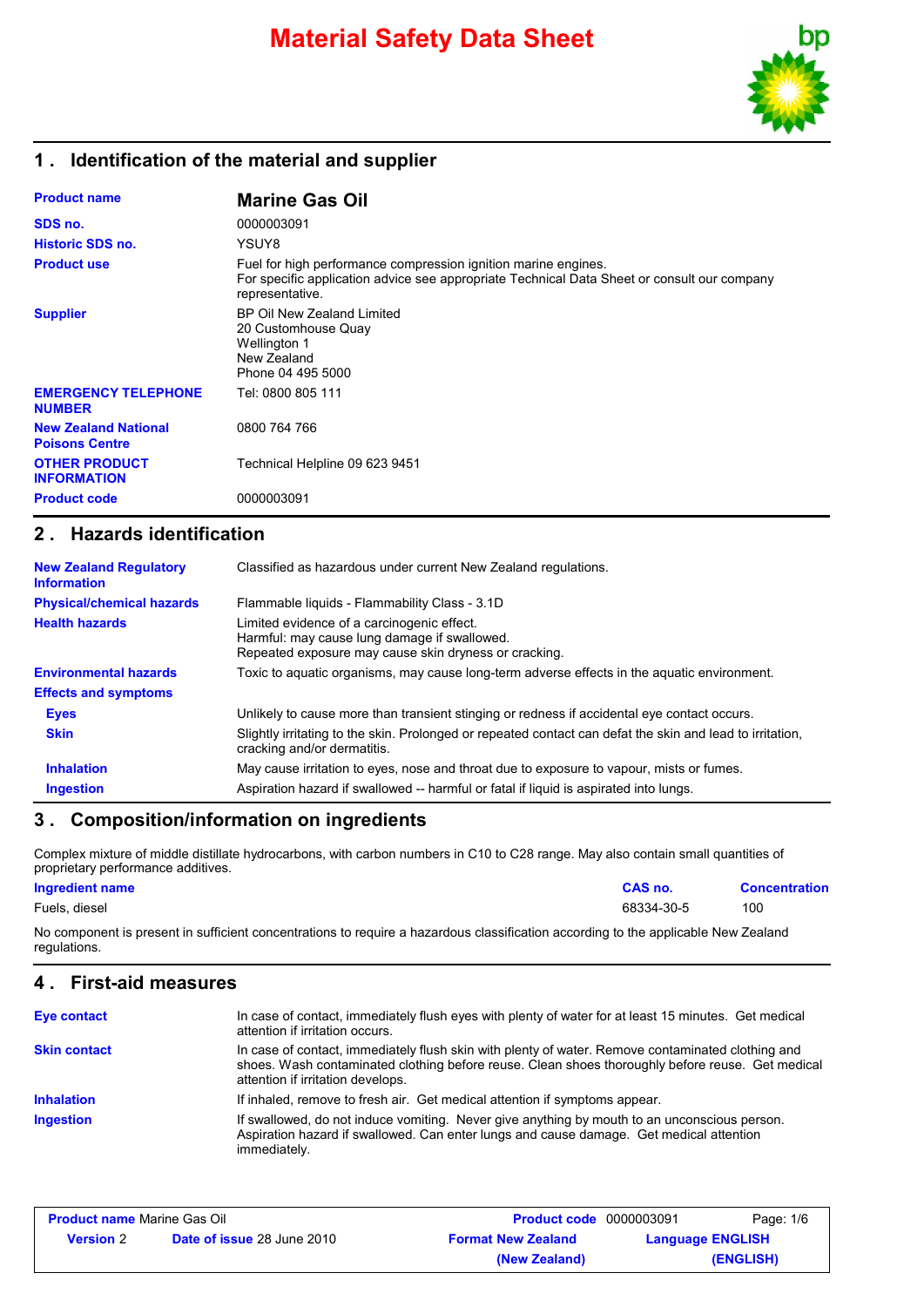# Material Safety Data Sheet

## 1 . Identification of the material and supplier

| | |
|---|---|
| **Product name** | **Marine Gas Oil** |
| **SDS no.** | 0000003091 |
| **Historic SDS no.** | YSUY8 |
| **Product use** | Fuel for high performance compression ignition marine engines. For specific application advice see appropriate Technical Data Sheet or consult our company representative. |
| **Supplier** | BP Oil New Zealand Limited<br>20 Customhouse Quay<br>Wellington 1<br>New Zealand<br>Phone 04 495 5000 |
| **EMERGENCY TELEPHONE NUMBER** | Tel: 0800 805 111 |
| **New Zealand National Poisons Centre** | 0800 764 766 |
| **OTHER PRODUCT INFORMATION** | Technical Helpline 09 623 9451 |
| **Product code** | 0000003091 |

## 2 . Hazards identification

| | |
|---|---|
| **New Zealand Regulatory Information** | Classified as hazardous under current New Zealand regulations. |
| **Physical/chemical hazards** | Flammable liquids - Flammability Class - 3.1D |
| **Health hazards** | Limited evidence of a carcinogenic effect.<br>Harmful: may cause lung damage if swallowed.<br>Repeated exposure may cause skin dryness or cracking. |
| **Environmental hazards** | Toxic to aquatic organisms, may cause long-term adverse effects in the aquatic environment. |

**Effects and symptoms**

| | |
|---|---|
| **Eyes** | Unlikely to cause more than transient stinging or redness if accidental eye contact occurs. |
| **Skin** | Slightly irritating to the skin. Prolonged or repeated contact can defat the skin and lead to irritation, cracking and/or dermatitis. |
| **Inhalation** | May cause irritation to eyes, nose and throat due to exposure to vapour, mists or fumes. |
| **Ingestion** | Aspiration hazard if swallowed -- harmful or fatal if liquid is aspirated into lungs. |

## 3 . Composition/information on ingredients

Complex mixture of middle distillate hydrocarbons, with carbon numbers in C10 to C28 range. May also contain small quantities of proprietary performance additives.

| Ingredient name | CAS no. | Concentration |
|---|---|---|
| Fuels, diesel | 68334-30-5 | 100 |

No component is present in sufficient concentrations to require a hazardous classification according to the applicable New Zealand regulations.

## 4 . First-aid measures

| | |
|---|---|
| **Eye contact** | In case of contact, immediately flush eyes with plenty of water for at least 15 minutes. Get medical attention if irritation occurs. |
| **Skin contact** | In case of contact, immediately flush skin with plenty of water. Remove contaminated clothing and shoes. Wash contaminated clothing before reuse. Clean shoes thoroughly before reuse. Get medical attention if irritation develops. |
| **Inhalation** | If inhaled, remove to fresh air. Get medical attention if symptoms appear. |
| **Ingestion** | If swallowed, do not induce vomiting. Never give anything by mouth to an unconscious person. Aspiration hazard if swallowed. Can enter lungs and cause damage. Get medical attention immediately. |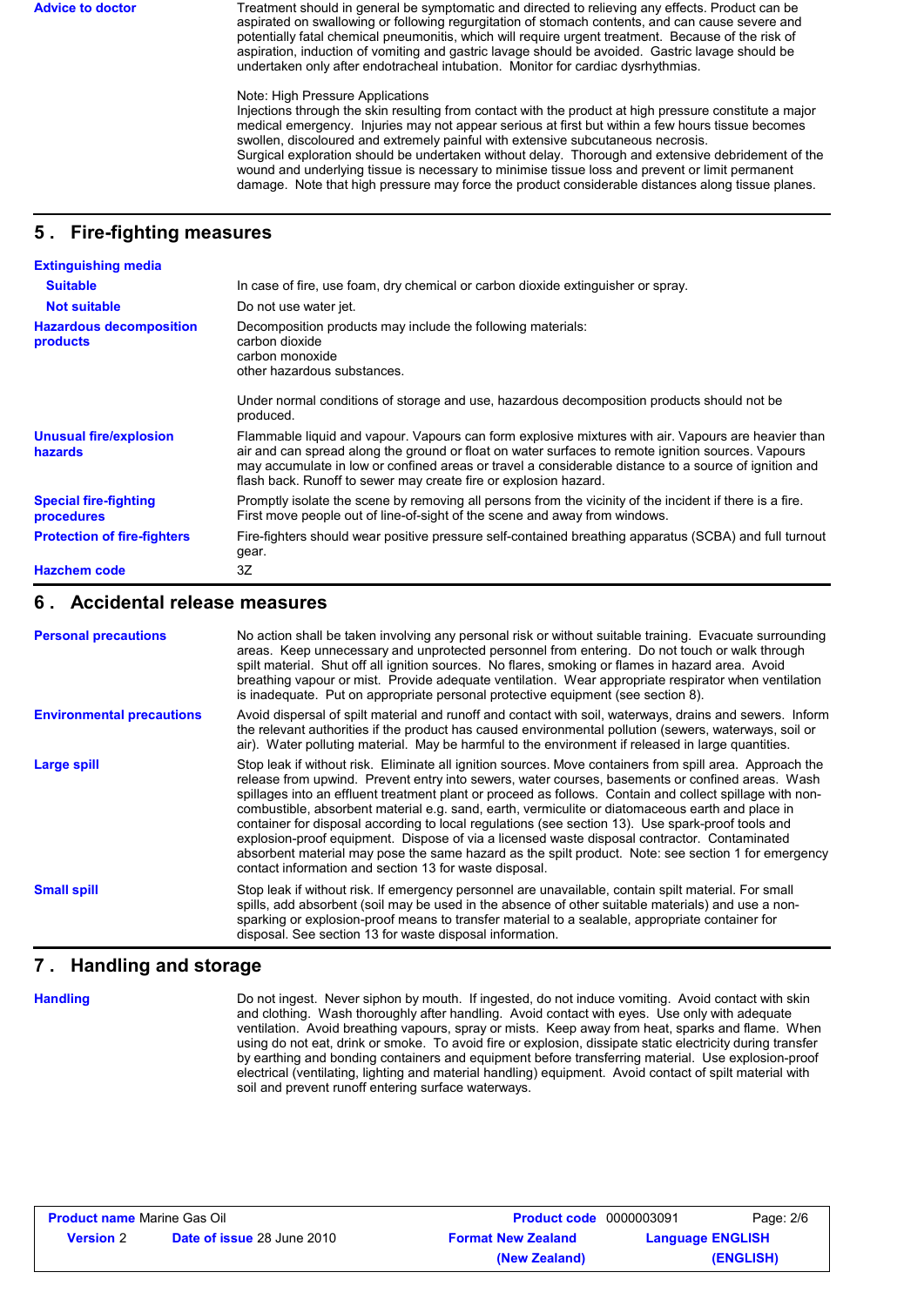**Advice to doctor**

Treatment should in general be symptomatic and directed to relieving any effects. Product can be aspirated on swallowing or following regurgitation of stomach contents, and can cause severe and potentially fatal chemical pneumonitis, which will require urgent treatment. Because of the risk of aspiration, induction of vomiting and gastric lavage should be avoided. Gastric lavage should be undertaken only after endotracheal intubation. Monitor for cardiac dysrhythmias.

Note: High Pressure Applications
Injections through the skin resulting from contact with the product at high pressure constitute a major medical emergency. Injuries may not appear serious at first but within a few hours tissue becomes swollen, discoloured and extremely painful with extensive subcutaneous necrosis.
Surgical exploration should be undertaken without delay. Thorough and extensive debridement of the wound and underlying tissue is necessary to minimise tissue loss and prevent or limit permanent damage. Note that high pressure may force the product considerable distances along tissue planes.

## 5 . Fire-fighting measures

**Extinguishing media**

**Suitable**: In case of fire, use foam, dry chemical or carbon dioxide extinguisher or spray.

**Not suitable**: Do not use water jet.

**Hazardous decomposition products**

Decomposition products may include the following materials:
carbon dioxide
carbon monoxide
other hazardous substances.

Under normal conditions of storage and use, hazardous decomposition products should not be produced.

**Unusual fire/explosion hazards**

Flammable liquid and vapour. Vapours can form explosive mixtures with air. Vapours are heavier than air and can spread along the ground or float on water surfaces to remote ignition sources. Vapours may accumulate in low or confined areas or travel a considerable distance to a source of ignition and flash back. Runoff to sewer may create fire or explosion hazard.

**Special fire-fighting procedures**

Promptly isolate the scene by removing all persons from the vicinity of the incident if there is a fire. First move people out of line-of-sight of the scene and away from windows.

**Protection of fire-fighters**

Fire-fighters should wear positive pressure self-contained breathing apparatus (SCBA) and full turnout gear.

**Hazchem code**: 3Z

## 6 . Accidental release measures

**Personal precautions**

No action shall be taken involving any personal risk or without suitable training. Evacuate surrounding areas. Keep unnecessary and unprotected personnel from entering. Do not touch or walk through spilt material. Shut off all ignition sources. No flares, smoking or flames in hazard area. Avoid breathing vapour or mist. Provide adequate ventilation. Wear appropriate respirator when ventilation is inadequate. Put on appropriate personal protective equipment (see section 8).

**Environmental precautions**

Avoid dispersal of spilt material and runoff and contact with soil, waterways, drains and sewers. Inform the relevant authorities if the product has caused environmental pollution (sewers, waterways, soil or air). Water polluting material. May be harmful to the environment if released in large quantities.

**Large spill**

Stop leak if without risk. Eliminate all ignition sources. Move containers from spill area. Approach the release from upwind. Prevent entry into sewers, water courses, basements or confined areas. Wash spillages into an effluent treatment plant or proceed as follows. Contain and collect spillage with non-combustible, absorbent material e.g. sand, earth, vermiculite or diatomaceous earth and place in container for disposal according to local regulations (see section 13). Use spark-proof tools and explosion-proof equipment. Dispose of via a licensed waste disposal contractor. Contaminated absorbent material may pose the same hazard as the spilt product. Note: see section 1 for emergency contact information and section 13 for waste disposal.

**Small spill**

Stop leak if without risk. If emergency personnel are unavailable, contain spilt material. For small spills, add absorbent (soil may be used in the absence of other suitable materials) and use a non-sparking or explosion-proof means to transfer material to a sealable, appropriate container for disposal. See section 13 for waste disposal information.

## 7 . Handling and storage

**Handling**

Do not ingest. Never siphon by mouth. If ingested, do not induce vomiting. Avoid contact with skin and clothing. Wash thoroughly after handling. Avoid contact with eyes. Use only with adequate ventilation. Avoid breathing vapours, spray or mists. Keep away from heat, sparks and flame. When using do not eat, drink or smoke. To avoid fire or explosion, dissipate static electricity during transfer by earthing and bonding containers and equipment before transferring material. Use explosion-proof electrical (ventilating, lighting and material handling) equipment. Avoid contact of spilt material with soil and prevent runoff entering surface waterways.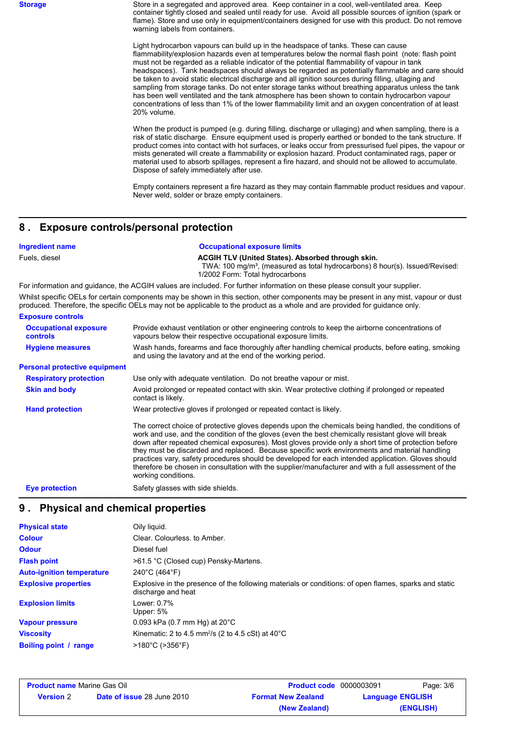**Storage**

Store in a segregated and approved area. Keep container in a cool, well-ventilated area. Keep container tightly closed and sealed until ready for use. Avoid all possible sources of ignition (spark or flame). Store and use only in equipment/containers designed for use with this product. Do not remove warning labels from containers.

Light hydrocarbon vapours can build up in the headspace of tanks. These can cause flammability/explosion hazards even at temperatures below the normal flash point (note: flash point must not be regarded as a reliable indicator of the potential flammability of vapour in tank headspaces). Tank headspaces should always be regarded as potentially flammable and care should be taken to avoid static electrical discharge and all ignition sources during filling, ullaging and sampling from storage tanks. Do not enter storage tanks without breathing apparatus unless the tank has been well ventilated and the tank atmosphere has been shown to contain hydrocarbon vapour concentrations of less than 1% of the lower flammability limit and an oxygen concentration of at least 20% volume.

When the product is pumped (e.g. during filling, discharge or ullaging) and when sampling, there is a risk of static discharge. Ensure equipment used is properly earthed or bonded to the tank structure. If product comes into contact with hot surfaces, or leaks occur from pressurised fuel pipes, the vapour or mists generated will create a flammability or explosion hazard. Product contaminated rags, paper or material used to absorb spillages, represent a fire hazard, and should not be allowed to accumulate. Dispose of safely immediately after use.

Empty containers represent a fire hazard as they may contain flammable product residues and vapour. Never weld, solder or braze empty containers.

## 8 . Exposure controls/personal protection

| Ingredient name | Occupational exposure limits |
|---|---|
| Fuels, diesel | **ACGIH TLV (United States). Absorbed through skin.** TWA: 100 mg/m³, (measured as total hydrocarbons) 8 hour(s). Issued/Revised: 1/2002 Form: Total hydrocarbons |

For information and guidance, the ACGIH values are included. For further information on these please consult your supplier.

Whilst specific OELs for certain components may be shown in this section, other components may be present in any mist, vapour or dust produced. Therefore, the specific OELs may not be applicable to the product as a whole and are provided for guidance only.

**Exposure controls**

**Occupational exposure controls**: Provide exhaust ventilation or other engineering controls to keep the airborne concentrations of vapours below their respective occupational exposure limits.

**Hygiene measures**: Wash hands, forearms and face thoroughly after handling chemical products, before eating, smoking and using the lavatory and at the end of the working period.

**Personal protective equipment**

**Respiratory protection**: Use only with adequate ventilation. Do not breathe vapour or mist.

**Skin and body**: Avoid prolonged or repeated contact with skin. Wear protective clothing if prolonged or repeated contact is likely.

**Hand protection**: Wear protective gloves if prolonged or repeated contact is likely.

The correct choice of protective gloves depends upon the chemicals being handled, the conditions of work and use, and the condition of the gloves (even the best chemically resistant glove will break down after repeated chemical exposures). Most gloves provide only a short time of protection before they must be discarded and replaced. Because specific work environments and material handling practices vary, safety procedures should be developed for each intended application. Gloves should therefore be chosen in consultation with the supplier/manufacturer and with a full assessment of the working conditions.

**Eye protection**: Safety glasses with side shields.

## 9 . Physical and chemical properties

| | |
|---|---|
| **Physical state** | Oily liquid. |
| **Colour** | Clear. Colourless. to Amber. |
| **Odour** | Diesel fuel |
| **Flash point** | >61.5 °C (Closed cup) Pensky-Martens. |
| **Auto-ignition temperature** | 240°C (464°F) |
| **Explosive properties** | Explosive in the presence of the following materials or conditions: of open flames, sparks and static discharge and heat |
| **Explosion limits** | Lower: 0.7%<br>Upper: 5% |
| **Vapour pressure** | 0.093 kPa (0.7 mm Hg) at 20°C |
| **Viscosity** | Kinematic: 2 to 4.5 mm²/s (2 to 4.5 cSt) at 40°C |
| **Boiling point / range** | >180°C (>356°F) |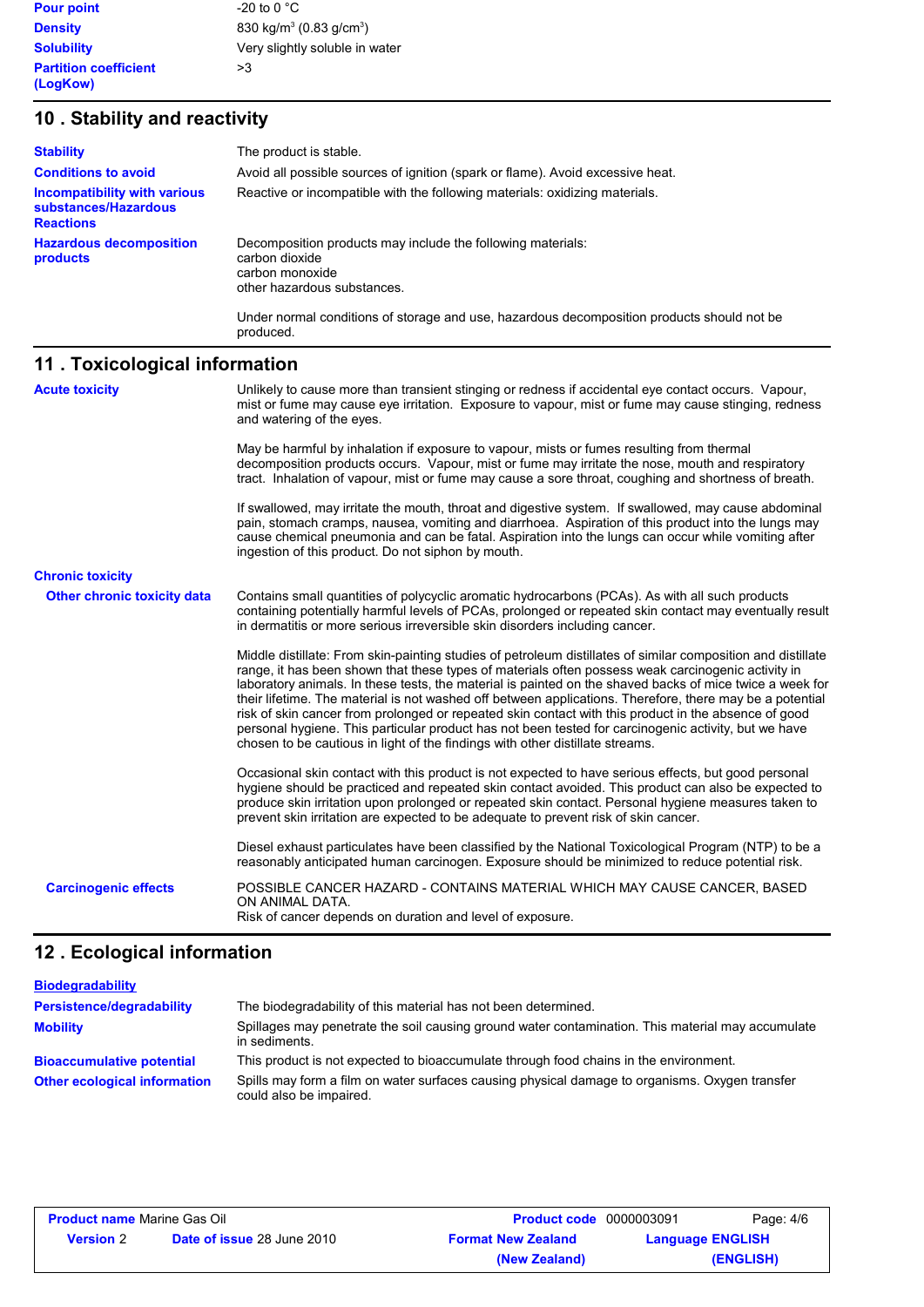| | |
|---|---|
| **Pour point** | -20 to 0 °C |
| **Density** | 830 kg/m$^3$ (0.83 g/cm$^3$) |
| **Solubility** | Very slightly soluble in water |
| **Partition coefficient (LogKow)** | >3 |

## 10 . Stability and reactivity

**Stability**
The product is stable.

**Conditions to avoid**
Avoid all possible sources of ignition (spark or flame). Avoid excessive heat.

**Incompatibility with various substances/Hazardous Reactions**
Reactive or incompatible with the following materials: oxidizing materials.

**Hazardous decomposition products**
Decomposition products may include the following materials:
carbon dioxide
carbon monoxide
other hazardous substances.

Under normal conditions of storage and use, hazardous decomposition products should not be produced.

## 11 . Toxicological information

**Acute toxicity**

Unlikely to cause more than transient stinging or redness if accidental eye contact occurs. Vapour, mist or fume may cause eye irritation. Exposure to vapour, mist or fume may cause stinging, redness and watering of the eyes.

May be harmful by inhalation if exposure to vapour, mists or fumes resulting from thermal decomposition products occurs. Vapour, mist or fume may irritate the nose, mouth and respiratory tract. Inhalation of vapour, mist or fume may cause a sore throat, coughing and shortness of breath.

If swallowed, may irritate the mouth, throat and digestive system. If swallowed, may cause abdominal pain, stomach cramps, nausea, vomiting and diarrhoea. Aspiration of this product into the lungs may cause chemical pneumonia and can be fatal. Aspiration into the lungs can occur while vomiting after ingestion of this product. Do not siphon by mouth.

**Chronic toxicity**

**Other chronic toxicity data**

Contains small quantities of polycyclic aromatic hydrocarbons (PCAs). As with all such products containing potentially harmful levels of PCAs, prolonged or repeated skin contact may eventually result in dermatitis or more serious irreversible skin disorders including cancer.

Middle distillate: From skin-painting studies of petroleum distillates of similar composition and distillate range, it has been shown that these types of materials often possess weak carcinogenic activity in laboratory animals. In these tests, the material is painted on the shaved backs of mice twice a week for their lifetime. The material is not washed off between applications. Therefore, there may be a potential risk of skin cancer from prolonged or repeated skin contact with this product in the absence of good personal hygiene. This particular product has not been tested for carcinogenic activity, but we have chosen to be cautious in light of the findings with other distillate streams.

Occasional skin contact with this product is not expected to have serious effects, but good personal hygiene should be practiced and repeated skin contact avoided. This product can also be expected to produce skin irritation upon prolonged or repeated skin contact. Personal hygiene measures taken to prevent skin irritation are expected to be adequate to prevent risk of skin cancer.

Diesel exhaust particulates have been classified by the National Toxicological Program (NTP) to be a reasonably anticipated human carcinogen. Exposure should be minimized to reduce potential risk.

**Carcinogenic effects**

POSSIBLE CANCER HAZARD - CONTAINS MATERIAL WHICH MAY CAUSE CANCER, BASED ON ANIMAL DATA.
Risk of cancer depends on duration and level of exposure.

## 12 . Ecological information

**Biodegradability**

**Persistence/degradability**
The biodegradability of this material has not been determined.

**Mobility**
Spillages may penetrate the soil causing ground water contamination. This material may accumulate in sediments.

**Bioaccumulative potential**
This product is not expected to bioaccumulate through food chains in the environment.

**Other ecological information**
Spills may form a film on water surfaces causing physical damage to organisms. Oxygen transfer could also be impaired.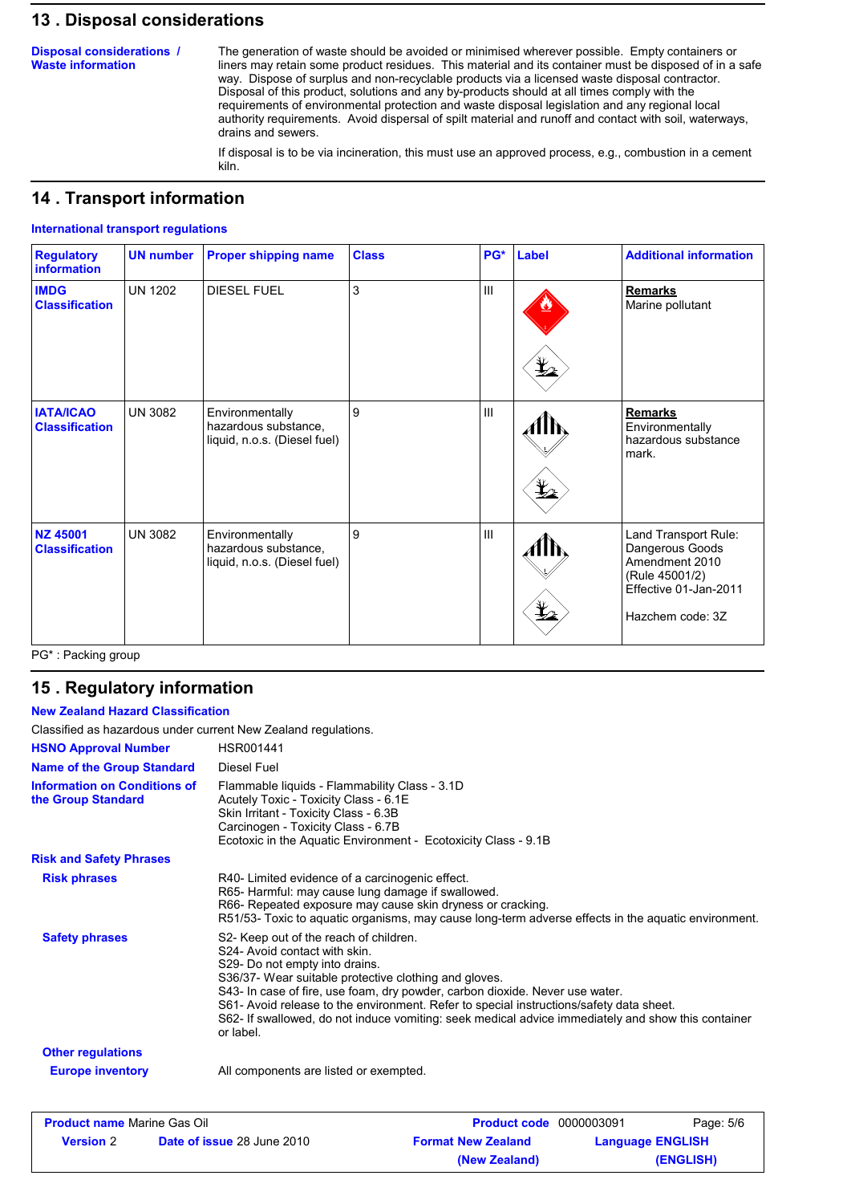## 13 . Disposal considerations

**Disposal considerations / Waste information**

The generation of waste should be avoided or minimised wherever possible. Empty containers or liners may retain some product residues. This material and its container must be disposed of in a safe way. Dispose of surplus and non-recyclable products via a licensed waste disposal contractor. Disposal of this product, solutions and any by-products should at all times comply with the requirements of environmental protection and waste disposal legislation and any regional local authority requirements. Avoid dispersal of spilt material and runoff and contact with soil, waterways, drains and sewers.

If disposal is to be via incineration, this must use an approved process, e.g., combustion in a cement kiln.

## 14 . Transport information

**International transport regulations**

| Regulatory information | UN number | Proper shipping name | Class | PG* | Label | Additional information |
|---|---|---|---|---|---|---|
| **IMDG Classification** | UN 1202 | DIESEL FUEL | 3 | III | | **Remarks** Marine pollutant |
| **IATA/ICAO Classification** | UN 3082 | Environmentally hazardous substance, liquid, n.o.s. (Diesel fuel) | 9 | III | | **Remarks** Environmentally hazardous substance mark. |
| **NZ 45001 Classification** | UN 3082 | Environmentally hazardous substance, liquid, n.o.s. (Diesel fuel) | 9 | III | | Land Transport Rule: Dangerous Goods Amendment 2010 (Rule 45001/2) Effective 01-Jan-2011<br><br>Hazchem code: 3Z |

PG* : Packing group

## 15 . Regulatory information

**New Zealand Hazard Classification**

Classified as hazardous under current New Zealand regulations.

**HSNO Approval Number** HSR001441

**Name of the Group Standard** Diesel Fuel

**Information on Conditions of the Group Standard**

Flammable liquids - Flammability Class - 3.1D
Acutely Toxic - Toxicity Class - 6.1E
Skin Irritant - Toxicity Class - 6.3B
Carcinogen - Toxicity Class - 6.7B
Ecotoxic in the Aquatic Environment - Ecotoxicity Class - 9.1B

**Risk and Safety Phrases**

**Risk phrases**

R40- Limited evidence of a carcinogenic effect.
R65- Harmful: may cause lung damage if swallowed.
R66- Repeated exposure may cause skin dryness or cracking.
R51/53- Toxic to aquatic organisms, may cause long-term adverse effects in the aquatic environment.

**Safety phrases**

S2- Keep out of the reach of children.
S24- Avoid contact with skin.
S29- Do not empty into drains.
S36/37- Wear suitable protective clothing and gloves.
S43- In case of fire, use foam, dry powder, carbon dioxide. Never use water.
S61- Avoid release to the environment. Refer to special instructions/safety data sheet.
S62- If swallowed, do not induce vomiting: seek medical advice immediately and show this container or label.

**Other regulations**

**Europe inventory** All components are listed or exempted.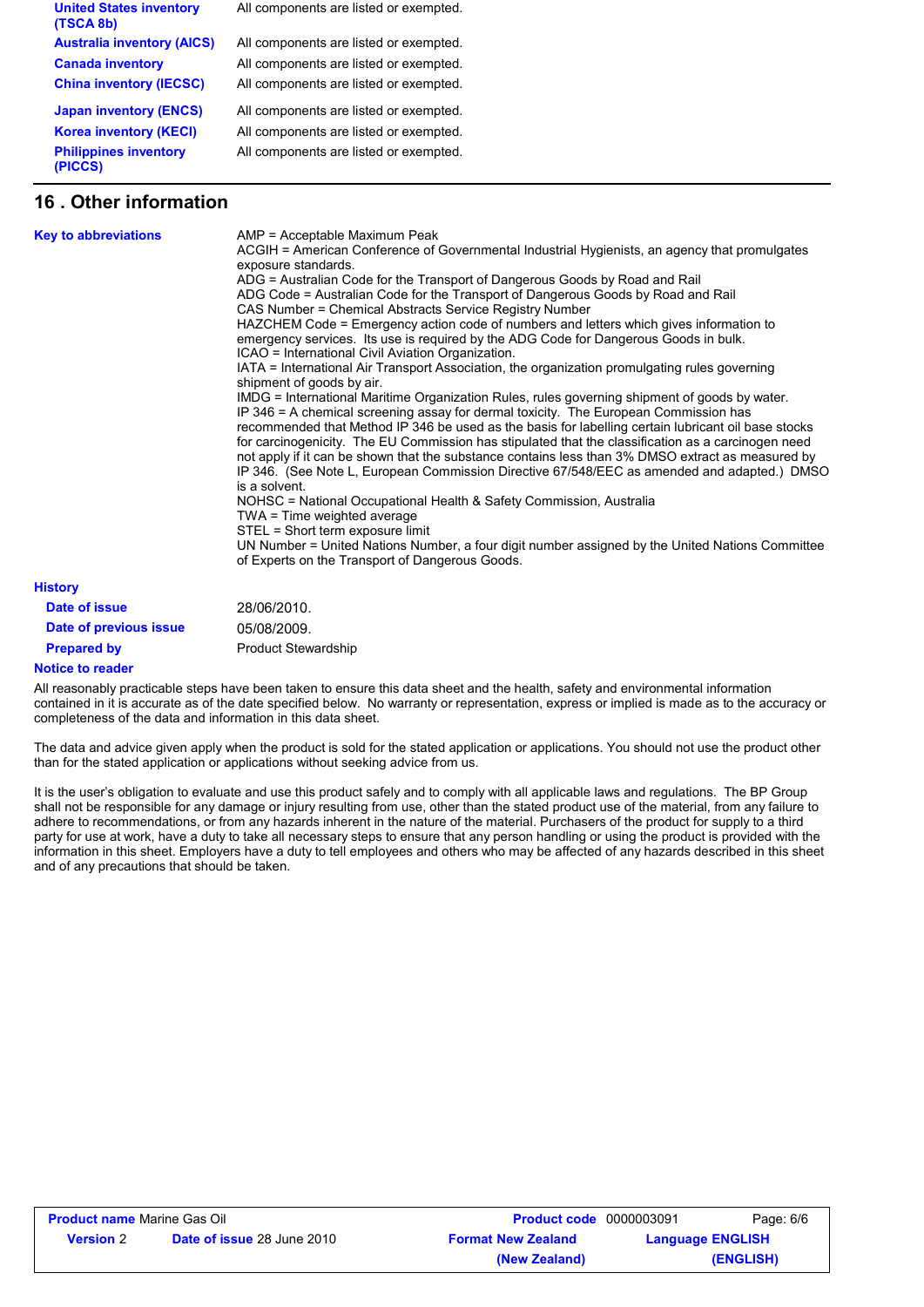| | |
|---|---|
| **United States inventory (TSCA 8b)** | All components are listed or exempted. |
| **Australia inventory (AICS)** | All components are listed or exempted. |
| **Canada inventory** | All components are listed or exempted. |
| **China inventory (IECSC)** | All components are listed or exempted. |
| **Japan inventory (ENCS)** | All components are listed or exempted. |
| **Korea inventory (KECI)** | All components are listed or exempted. |
| **Philippines inventory (PICCS)** | All components are listed or exempted. |

## 16 . Other information

**Key to abbreviations**

AMP = Acceptable Maximum Peak
ACGIH = American Conference of Governmental Industrial Hygienists, an agency that promulgates exposure standards.
ADG = Australian Code for the Transport of Dangerous Goods by Road and Rail
ADG Code = Australian Code for the Transport of Dangerous Goods by Road and Rail
CAS Number = Chemical Abstracts Service Registry Number
HAZCHEM Code = Emergency action code of numbers and letters which gives information to emergency services. Its use is required by the ADG Code for Dangerous Goods in bulk.
ICAO = International Civil Aviation Organization.
IATA = International Air Transport Association, the organization promulgating rules governing shipment of goods by air.
IMDG = International Maritime Organization Rules, rules governing shipment of goods by water.
IP 346 = A chemical screening assay for dermal toxicity. The European Commission has recommended that Method IP 346 be used as the basis for labelling certain lubricant oil base stocks for carcinogenicity. The EU Commission has stipulated that the classification as a carcinogen need not apply if it can be shown that the substance contains less than 3% DMSO extract as measured by IP 346. (See Note L, European Commission Directive 67/548/EEC as amended and adapted.) DMSO is a solvent.
NOHSC = National Occupational Health & Safety Commission, Australia
TWA = Time weighted average
STEL = Short term exposure limit
UN Number = United Nations Number, a four digit number assigned by the United Nations Committee of Experts on the Transport of Dangerous Goods.

**History**

| | |
|---|---|
| **Date of issue** | 28/06/2010. |
| **Date of previous issue** | 05/08/2009. |
| **Prepared by** | Product Stewardship |

**Notice to reader**

All reasonably practicable steps have been taken to ensure this data sheet and the health, safety and environmental information contained in it is accurate as of the date specified below. No warranty or representation, express or implied is made as to the accuracy or completeness of the data and information in this data sheet.

The data and advice given apply when the product is sold for the stated application or applications. You should not use the product other than for the stated application or applications without seeking advice from us.

It is the user's obligation to evaluate and use this product safely and to comply with all applicable laws and regulations. The BP Group shall not be responsible for any damage or injury resulting from use, other than the stated product use of the material, from any failure to adhere to recommendations, or from any hazards inherent in the nature of the material. Purchasers of the product for supply to a third party for use at work, have a duty to take all necessary steps to ensure that any person handling or using the product is provided with the information in this sheet. Employers have a duty to tell employees and others who may be affected of any hazards described in this sheet and of any precautions that should be taken.